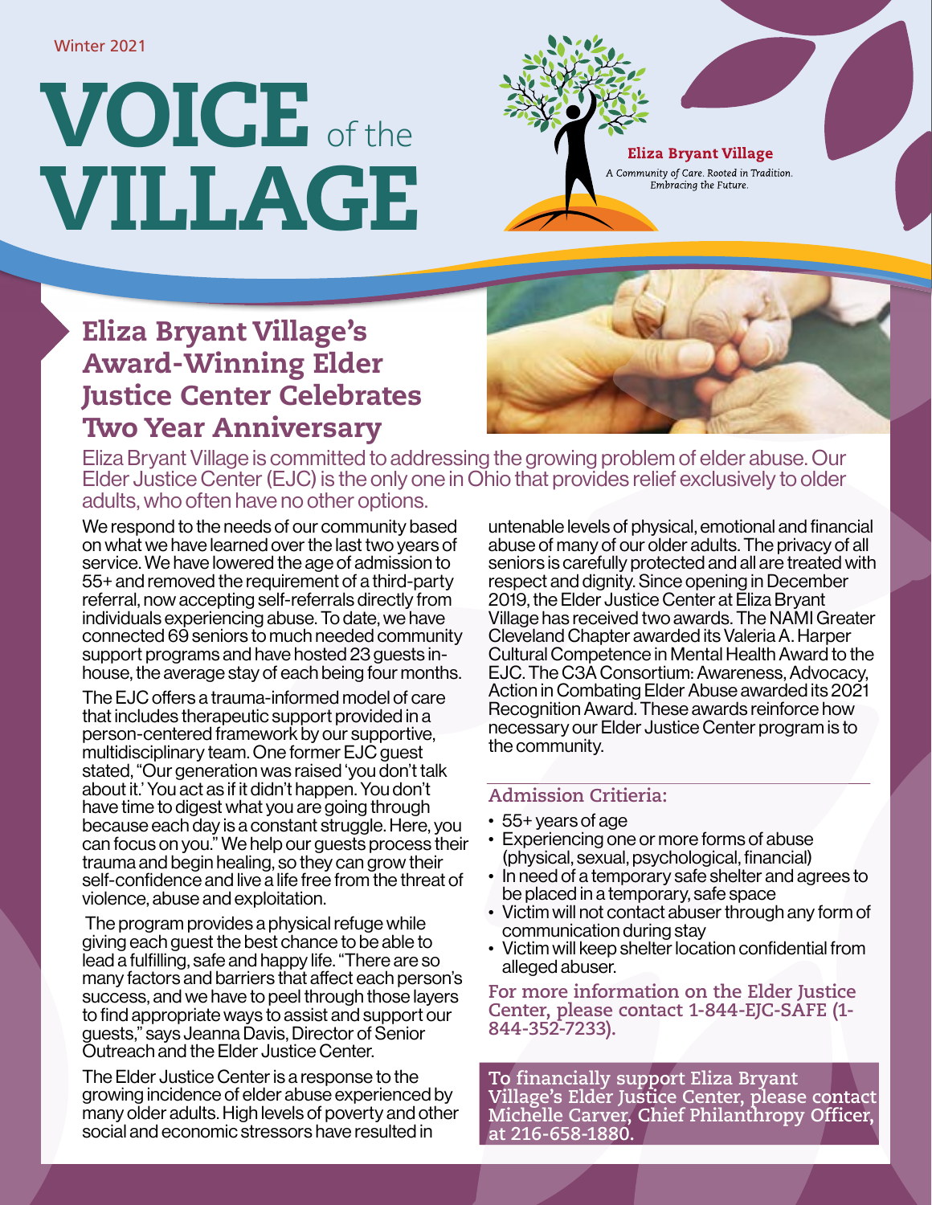Winter 2021

# VOICE of the VILLAGE

**Eliza Bryant Village**
*A Community of Care. Rooted in Tradition. Embracing the Future.*

## Eliza Bryant Village's Award-Winning Elder Justice Center Celebrates Two Year Anniversary

Eliza Bryant Village is committed to addressing the growing problem of elder abuse. Our Elder Justice Center (EJC) is the only one in Ohio that provides relief exclusively to older adults, who often have no other options.

We respond to the needs of our community based on what we have learned over the last two years of service. We have lowered the age of admission to 55+ and removed the requirement of a third-party referral, now accepting self-referrals directly from individuals experiencing abuse. To date, we have connected 69 seniors to much needed community support programs and have hosted 23 guests in-house, the average stay of each being four months.

The EJC offers a trauma-informed model of care that includes therapeutic support provided in a person-centered framework by our supportive, multidisciplinary team. One former EJC guest stated, "Our generation was raised 'you don't talk about it.' You act as if it didn't happen. You don't have time to digest what you are going through because each day is a constant struggle. Here, you can focus on you." We help our guests process their trauma and begin healing, so they can grow their self-confidence and live a life free from the threat of violence, abuse and exploitation.

The program provides a physical refuge while giving each guest the best chance to be able to lead a fulfilling, safe and happy life. "There are so many factors and barriers that affect each person's success, and we have to peel through those layers to find appropriate ways to assist and support our guests," says Jeanna Davis, Director of Senior Outreach and the Elder Justice Center.

The Elder Justice Center is a response to the growing incidence of elder abuse experienced by many older adults. High levels of poverty and other social and economic stressors have resulted in untenable levels of physical, emotional and financial abuse of many of our older adults. The privacy of all seniors is carefully protected and all are treated with respect and dignity. Since opening in December 2019, the Elder Justice Center at Eliza Bryant Village has received two awards. The NAMI Greater Cleveland Chapter awarded its Valeria A. Harper Cultural Competence in Mental Health Award to the EJC. The C3A Consortium: Awareness, Advocacy, Action in Combating Elder Abuse awarded its 2021 Recognition Award. These awards reinforce how necessary our Elder Justice Center program is to the community.

### Admission Critieria:

- 55+ years of age
- Experiencing one or more forms of abuse (physical, sexual, psychological, financial)
- In need of a temporary safe shelter and agrees to be placed in a temporary, safe space
- Victim will not contact abuser through any form of communication during stay
- Victim will keep shelter location confidential from alleged abuser.

**For more information on the Elder Justice Center, please contact 1-844-EJC-SAFE (1-844-352-7233).**

**To financially support Eliza Bryant Village's Elder Justice Center, please contact Michelle Carver, Chief Philanthropy Officer, at 216-658-1880.**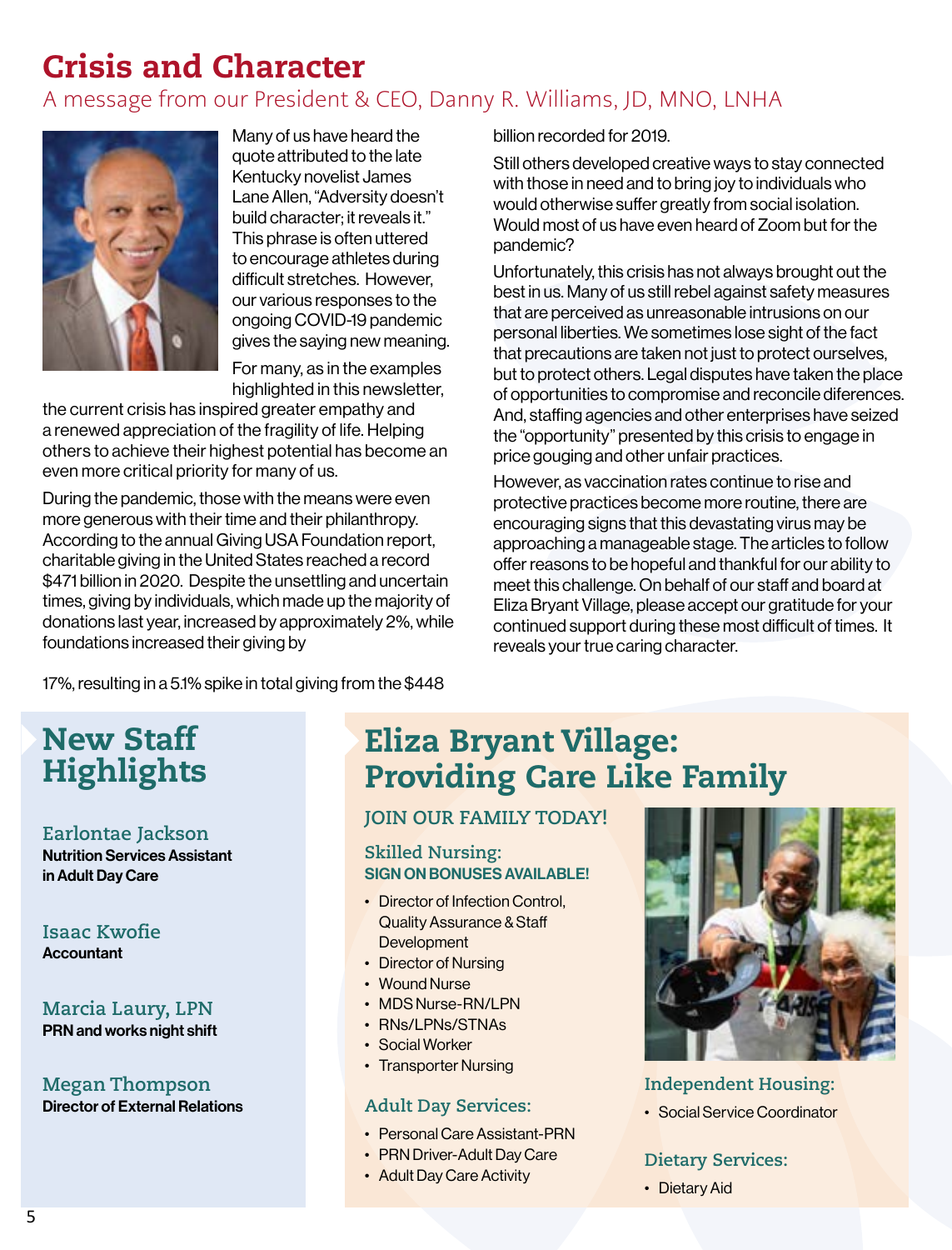# Crisis and Character

## A message from our President & CEO, Danny R. Williams, JD, MNO, LNHA

Many of us have heard the quote attributed to the late Kentucky novelist James Lane Allen, "Adversity doesn't build character; it reveals it." This phrase is often uttered to encourage athletes during difficult stretches. However, our various responses to the ongoing COVID-19 pandemic gives the saying new meaning.

For many, as in the examples highlighted in this newsletter, the current crisis has inspired greater empathy and a renewed appreciation of the fragility of life. Helping others to achieve their highest potential has become an even more critical priority for many of us.

During the pandemic, those with the means were even more generous with their time and their philanthropy. According to the annual Giving USA Foundation report, charitable giving in the United States reached a record $471 billion in 2020. Despite the unsettling and uncertain times, giving by individuals, which made up the majority of donations last year, increased by approximately 2%, while foundations increased their giving by 17%, resulting in a 5.1% spike in total giving from the $448 billion recorded for 2019.

Still others developed creative ways to stay connected with those in need and to bring joy to individuals who would otherwise suffer greatly from social isolation. Would most of us have even heard of Zoom but for the pandemic?

Unfortunately, this crisis has not always brought out the best in us. Many of us still rebel against safety measures that are perceived as unreasonable intrusions on our personal liberties. We sometimes lose sight of the fact that precautions are taken not just to protect ourselves, but to protect others. Legal disputes have taken the place of opportunities to compromise and reconcile diferences. And, staffing agencies and other enterprises have seized the "opportunity" presented by this crisis to engage in price gouging and other unfair practices.

However, as vaccination rates continue to rise and protective practices become more routine, there are encouraging signs that this devastating virus may be approaching a manageable stage. The articles to follow offer reasons to be hopeful and thankful for our ability to meet this challenge. On behalf of our staff and board at Eliza Bryant Village, please accept our gratitude for your continued support during these most difficult of times. It reveals your true caring character.

# New Staff Highlights

### Earlontae Jackson
**Nutrition Services Assistant in Adult Day Care**

### Isaac Kwofie
**Accountant**

### Marcia Laury, LPN
**PRN and works night shift**

### Megan Thompson
**Director of External Relations**

# Eliza Bryant Village: Providing Care Like Family

## JOIN OUR FAMILY TODAY!

### Skilled Nursing:
**SIGN ON BONUSES AVAILABLE!**

- Director of Infection Control, Quality Assurance & Staff Development
- Director of Nursing
- Wound Nurse
- MDS Nurse-RN/LPN
- RNs/LPNs/STNAs
- Social Worker
- Transporter Nursing

### Adult Day Services:

- Personal Care Assistant-PRN
- PRN Driver-Adult Day Care
- Adult Day Care Activity

### Independent Housing:

- Social Service Coordinator

### Dietary Services:

- Dietary Aid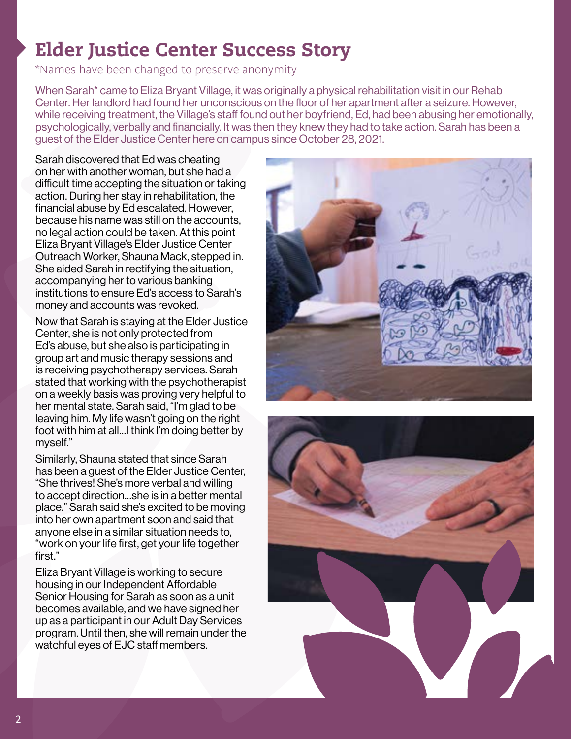# Elder Justice Center Success Story

*Names have been changed to preserve anonymity

When Sarah* came to Eliza Bryant Village, it was originally a physical rehabilitation visit in our Rehab Center. Her landlord had found her unconscious on the floor of her apartment after a seizure. However, while receiving treatment, the Village's staff found out her boyfriend, Ed, had been abusing her emotionally, psychologically, verbally and financially. It was then they knew they had to take action. Sarah has been a guest of the Elder Justice Center here on campus since October 28, 2021.

Sarah discovered that Ed was cheating on her with another woman, but she had a difficult time accepting the situation or taking action. During her stay in rehabilitation, the financial abuse by Ed escalated. However, because his name was still on the accounts, no legal action could be taken. At this point Eliza Bryant Village's Elder Justice Center Outreach Worker, Shauna Mack, stepped in. She aided Sarah in rectifying the situation, accompanying her to various banking institutions to ensure Ed's access to Sarah's money and accounts was revoked.

Now that Sarah is staying at the Elder Justice Center, she is not only protected from Ed's abuse, but she also is participating in group art and music therapy sessions and is receiving psychotherapy services. Sarah stated that working with the psychotherapist on a weekly basis was proving very helpful to her mental state. Sarah said, "I'm glad to be leaving him. My life wasn't going on the right foot with him at all...I think I'm doing better by myself."

Similarly, Shauna stated that since Sarah has been a guest of the Elder Justice Center, "She thrives! She's more verbal and willing to accept direction...she is in a better mental place." Sarah said she's excited to be moving into her own apartment soon and said that anyone else in a similar situation needs to, "work on your life first, get your life together first."

Eliza Bryant Village is working to secure housing in our Independent Affordable Senior Housing for Sarah as soon as a unit becomes available, and we have signed her up as a participant in our Adult Day Services program. Until then, she will remain under the watchful eyes of EJC staff members.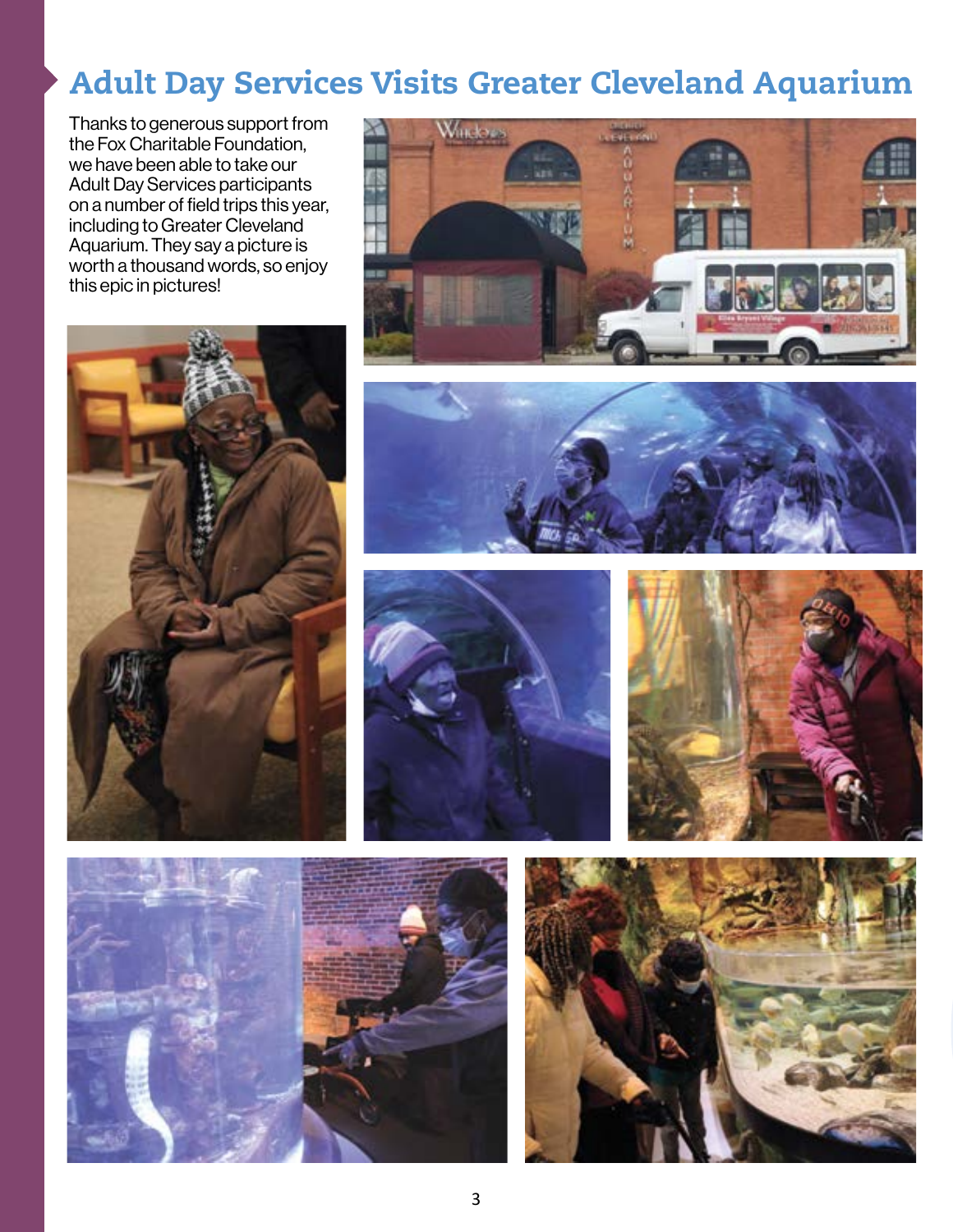## Adult Day Services Visits Greater Cleveland Aquarium

Thanks to generous support from the Fox Charitable Foundation, we have been able to take our Adult Day Services participants on a number of field trips this year, including to Greater Cleveland Aquarium. They say a picture is worth a thousand words, so enjoy this epic in pictures!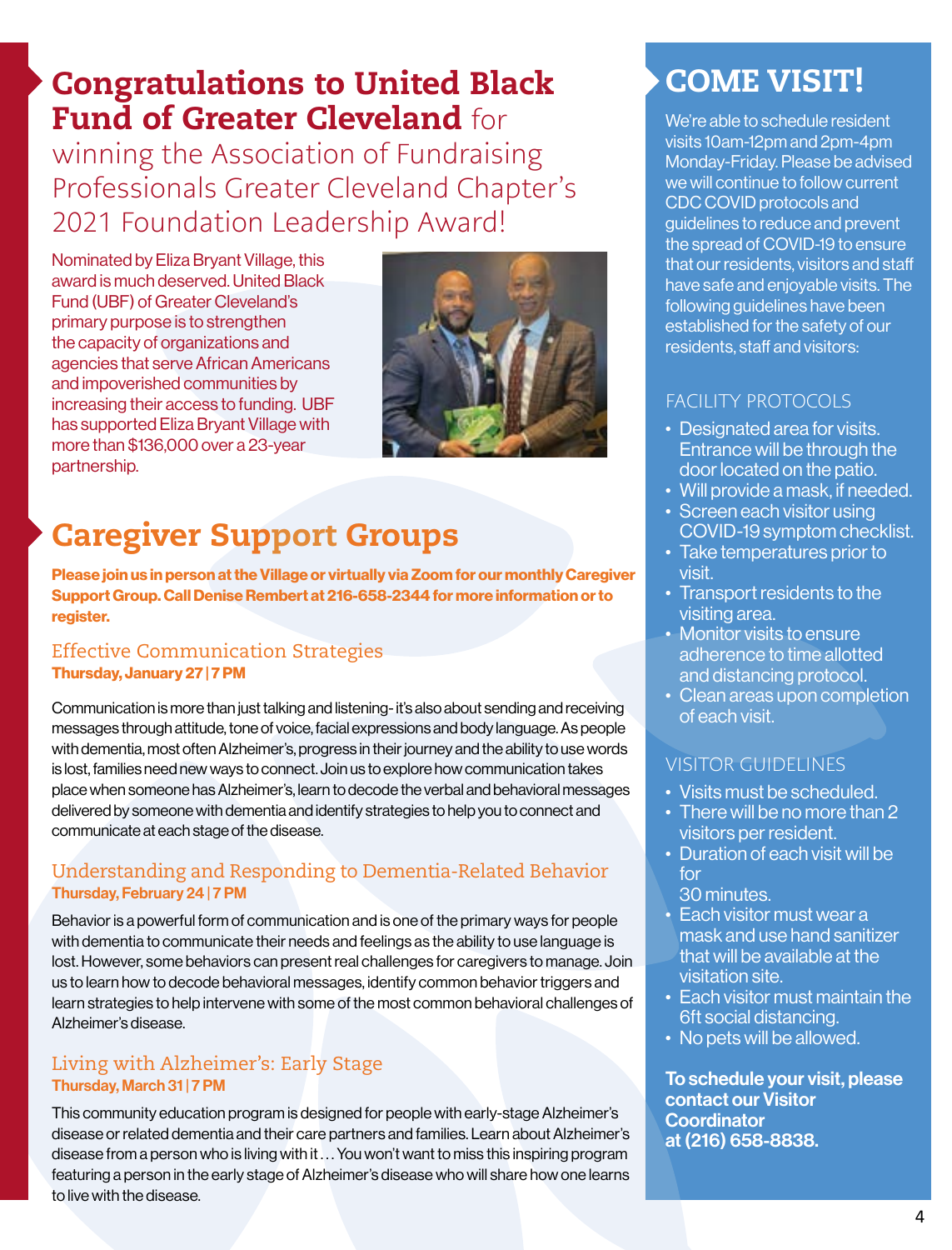# Congratulations to United Black Fund of Greater Cleveland for winning the Association of Fundraising Professionals Greater Cleveland Chapter's 2021 Foundation Leadership Award!

Nominated by Eliza Bryant Village, this award is much deserved. United Black Fund (UBF) of Greater Cleveland's primary purpose is to strengthen the capacity of organizations and agencies that serve African Americans and impoverished communities by increasing their access to funding. UBF has supported Eliza Bryant Village with more than $136,000 over a 23-year partnership.

# Caregiver Support Groups

**Please join us in person at the Village or virtually via Zoom for our monthly Caregiver Support Group. Call Denise Rembert at 216-658-2344 for more information or to register.**

## Effective Communication Strategies

**Thursday, January 27 | 7 PM**

Communication is more than just talking and listening- it's also about sending and receiving messages through attitude, tone of voice, facial expressions and body language. As people with dementia, most often Alzheimer's, progress in their journey and the ability to use words is lost, families need new ways to connect. Join us to explore how communication takes place when someone has Alzheimer's, learn to decode the verbal and behavioral messages delivered by someone with dementia and identify strategies to help you to connect and communicate at each stage of the disease.

## Understanding and Responding to Dementia-Related Behavior

**Thursday, February 24 | 7 PM**

Behavior is a powerful form of communication and is one of the primary ways for people with dementia to communicate their needs and feelings as the ability to use language is lost. However, some behaviors can present real challenges for caregivers to manage. Join us to learn how to decode behavioral messages, identify common behavior triggers and learn strategies to help intervene with some of the most common behavioral challenges of Alzheimer's disease.

## Living with Alzheimer's: Early Stage

**Thursday, March 31 | 7 PM**

This community education program is designed for people with early-stage Alzheimer's disease or related dementia and their care partners and families. Learn about Alzheimer's disease from a person who is living with it . . . You won't want to miss this inspiring program featuring a person in the early stage of Alzheimer's disease who will share how one learns to live with the disease.

# COME VISIT!

We're able to schedule resident visits 10am-12pm and 2pm-4pm Monday-Friday. Please be advised we will continue to follow current CDC COVID protocols and guidelines to reduce and prevent the spread of COVID-19 to ensure that our residents, visitors and staff have safe and enjoyable visits. The following guidelines have been established for the safety of our residents, staff and visitors:

## FACILITY PROTOCOLS

- Designated area for visits. Entrance will be through the door located on the patio.
- Will provide a mask, if needed.
- Screen each visitor using COVID-19 symptom checklist.
- Take temperatures prior to visit.
- Transport residents to the visiting area.
- Monitor visits to ensure adherence to time allotted and distancing protocol.
- Clean areas upon completion of each visit.

## VISITOR GUIDELINES

- Visits must be scheduled.
- There will be no more than 2 visitors per resident.
- Duration of each visit will be for 30 minutes.
- Each visitor must wear a mask and use hand sanitizer that will be available at the visitation site.
- Each visitor must maintain the 6ft social distancing.
- No pets will be allowed.

**To schedule your visit, please contact our Visitor Coordinator at (216) 658-8838.**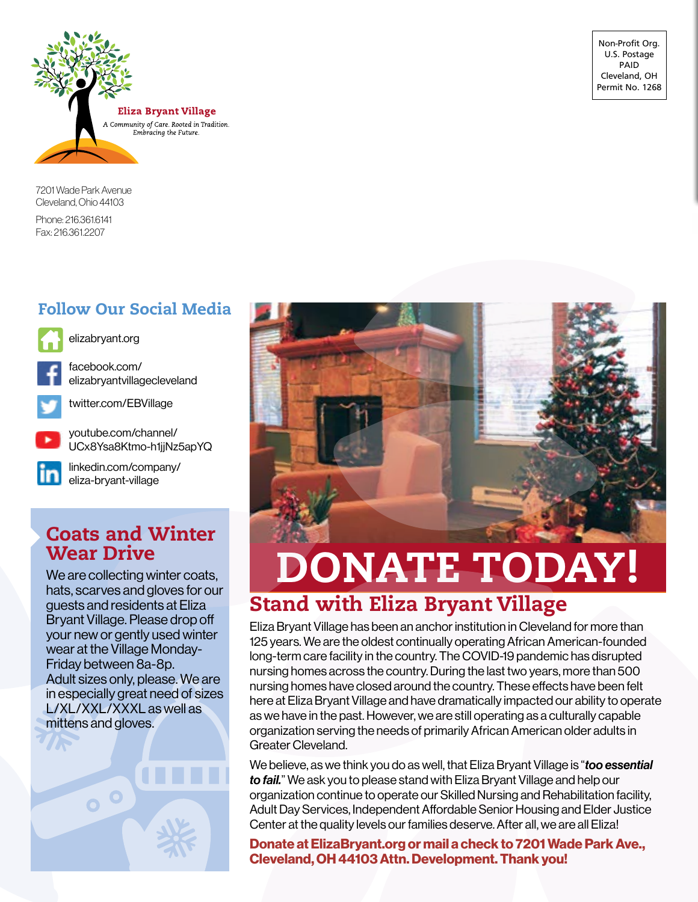Eliza Bryant Village

A Community of Care. Rooted in Tradition. Embracing the Future.

Non-Profit Org.
U.S. Postage
PAID
Cleveland, OH
Permit No. 1268

7201 Wade Park Avenue
Cleveland, Ohio 44103

Phone: 216.361.6141
Fax: 216.361.2207

## Follow Our Social Media

- elizabryant.org
- facebook.com/elizabryantvillagecleveland
- twitter.com/EBVillage
- youtube.com/channel/UCx8Ysa8Ktmo-h1jjNz5apYQ
- linkedin.com/company/eliza-bryant-village

## Coats and Winter Wear Drive

We are collecting winter coats, hats, scarves and gloves for our guests and residents at Eliza Bryant Village. Please drop off your new or gently used winter wear at the Village Monday-Friday between 8a-8p. Adult sizes only, please. We are in especially great need of sizes L/XL/XXL/XXXL as well as mittens and gloves.

# DONATE TODAY!

## Stand with Eliza Bryant Village

Eliza Bryant Village has been an anchor institution in Cleveland for more than 125 years. We are the oldest continually operating African American-founded long-term care facility in the country. The COVID-19 pandemic has disrupted nursing homes across the country. During the last two years, more than 500 nursing homes have closed around the country. These effects have been felt here at Eliza Bryant Village and have dramatically impacted our ability to operate as we have in the past. However, we are still operating as a culturally capable organization serving the needs of primarily African American older adults in Greater Cleveland.

We believe, as we think you do as well, that Eliza Bryant Village is "***too essential to fail.***" We ask you to please stand with Eliza Bryant Village and help our organization continue to operate our Skilled Nursing and Rehabilitation facility, Adult Day Services, Independent Affordable Senior Housing and Elder Justice Center at the quality levels our families deserve. After all, we are all Eliza!

**Donate at ElizaBryant.org or mail a check to 7201 Wade Park Ave., Cleveland, OH 44103 Attn. Development. Thank you!**